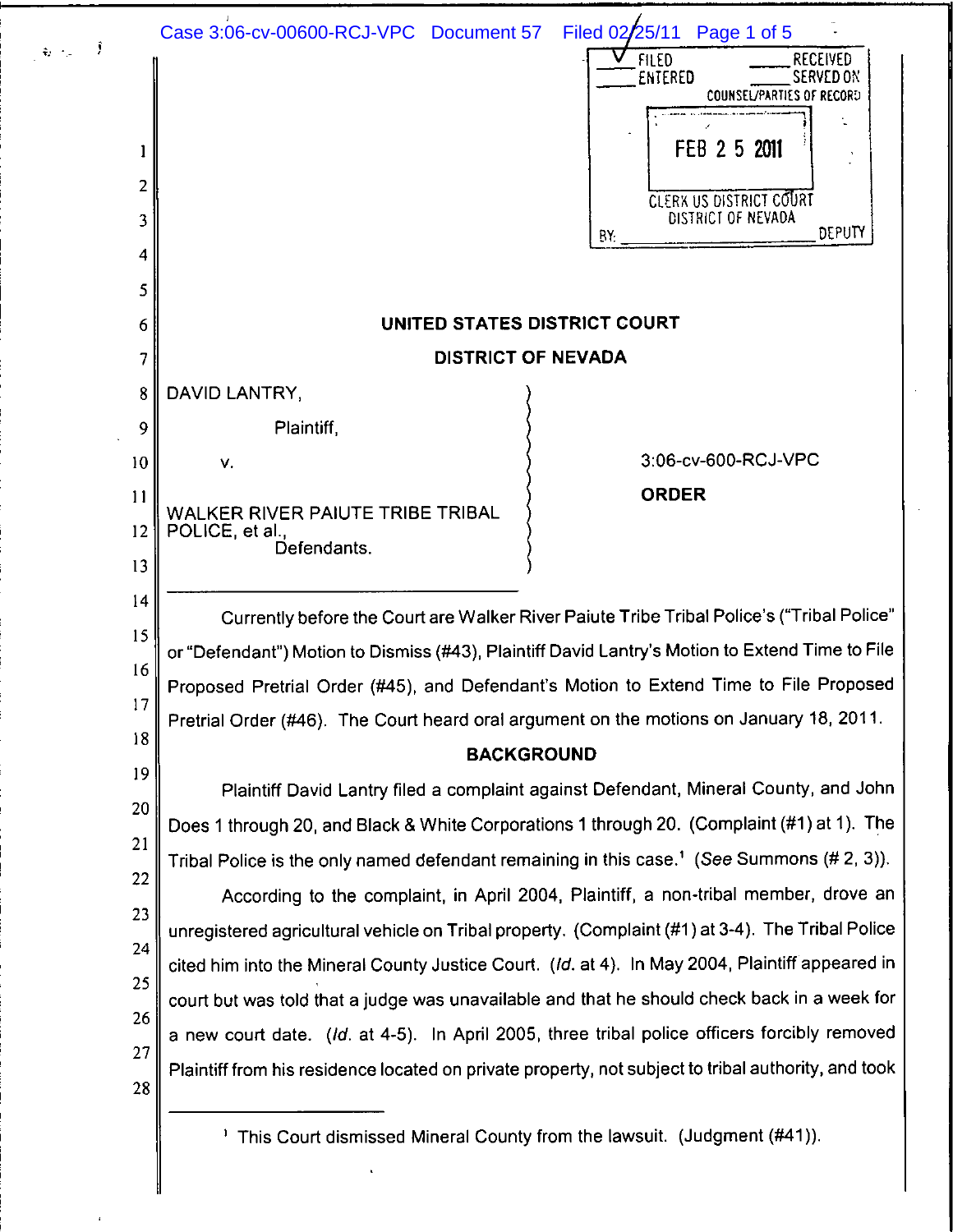**UNITED STATES DISTRICT COURT**

**DISTRICT OF NEVADA**

DAVID LANTRY,

Plaintiff,

v.

WALKER RIVER PAIUTE TRIBE TRIBAL POLICE, et al.,
Defendants.

3:06-cv-600-RCJ-VPC

**ORDER**

Currently before the Court are Walker River Paiute Tribe Tribal Police's ("Tribal Police" or "Defendant") Motion to Dismiss (#43), Plaintiff David Lantry's Motion to Extend Time to File Proposed Pretrial Order (#45), and Defendant's Motion to Extend Time to File Proposed Pretrial Order (#46). The Court heard oral argument on the motions on January 18, 2011.

**BACKGROUND**

Plaintiff David Lantry filed a complaint against Defendant, Mineral County, and John Does 1 through 20, and Black & White Corporations 1 through 20. (Complaint (#1) at 1). The Tribal Police is the only named defendant remaining in this case.[1] (*See* Summons (# 2, 3)).

According to the complaint, in April 2004, Plaintiff, a non-tribal member, drove an unregistered agricultural vehicle on Tribal property. (Complaint (#1) at 3-4). The Tribal Police cited him into the Mineral County Justice Court. (*Id.* at 4). In May 2004, Plaintiff appeared in court but was told that a judge was unavailable and that he should check back in a week for a new court date. (*Id.* at 4-5). In April 2005, three tribal police officers forcibly removed Plaintiff from his residence located on private property, not subject to tribal authority, and took

[1] This Court dismissed Mineral County from the lawsuit. (Judgment (#41)).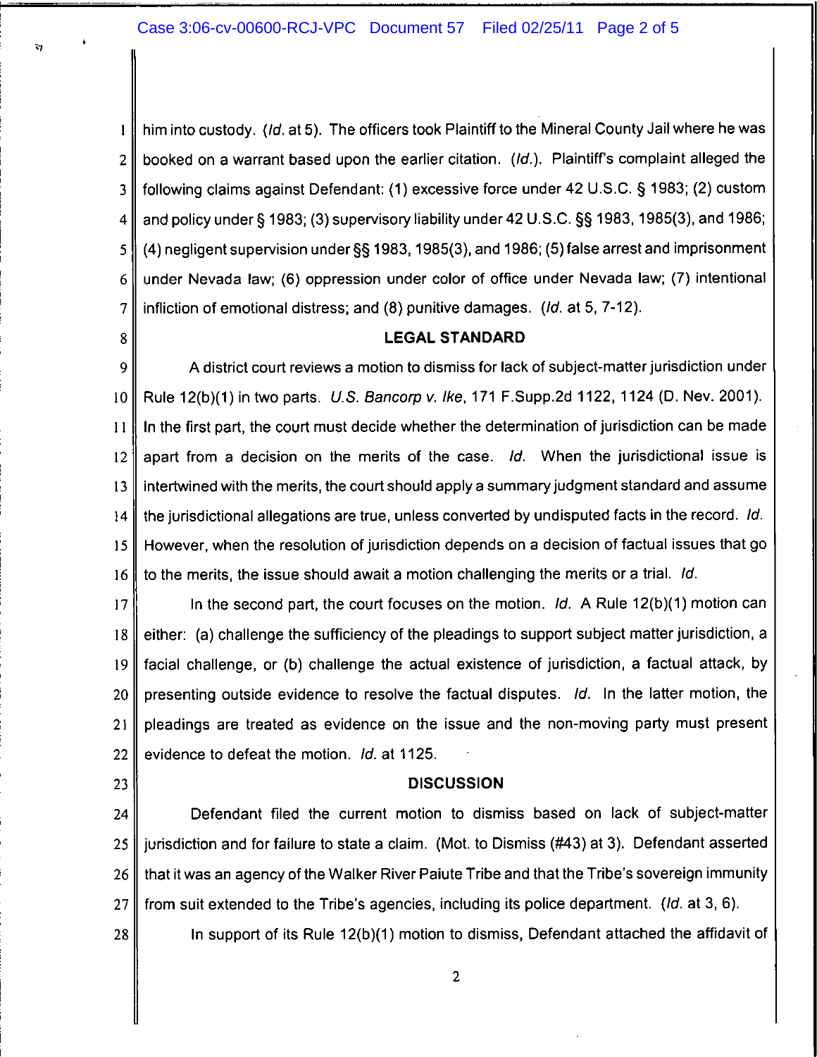him into custody. (*Id.* at 5). The officers took Plaintiff to the Mineral County Jail where he was booked on a warrant based upon the earlier citation. (*Id.*). Plaintiff's complaint alleged the following claims against Defendant: (1) excessive force under 42 U.S.C. § 1983; (2) custom and policy under § 1983; (3) supervisory liability under 42 U.S.C. §§ 1983, 1985(3), and 1986; (4) negligent supervision under §§ 1983, 1985(3), and 1986; (5) false arrest and imprisonment under Nevada law; (6) oppression under color of office under Nevada law; (7) intentional infliction of emotional distress; and (8) punitive damages. (*Id.* at 5, 7-12).

## LEGAL STANDARD

A district court reviews a motion to dismiss for lack of subject-matter jurisdiction under Rule 12(b)(1) in two parts. *U.S. Bancorp v. Ike*, 171 F.Supp.2d 1122, 1124 (D. Nev. 2001). In the first part, the court must decide whether the determination of jurisdiction can be made apart from a decision on the merits of the case. *Id.* When the jurisdictional issue is intertwined with the merits, the court should apply a summary judgment standard and assume the jurisdictional allegations are true, unless converted by undisputed facts in the record. *Id.* However, when the resolution of jurisdiction depends on a decision of factual issues that go to the merits, the issue should await a motion challenging the merits or a trial. *Id.*

In the second part, the court focuses on the motion. *Id.* A Rule 12(b)(1) motion can either: (a) challenge the sufficiency of the pleadings to support subject matter jurisdiction, a facial challenge, or (b) challenge the actual existence of jurisdiction, a factual attack, by presenting outside evidence to resolve the factual disputes. *Id.* In the latter motion, the pleadings are treated as evidence on the issue and the non-moving party must present evidence to defeat the motion. *Id.* at 1125.

## DISCUSSION

Defendant filed the current motion to dismiss based on lack of subject-matter jurisdiction and for failure to state a claim. (Mot. to Dismiss (#43) at 3). Defendant asserted that it was an agency of the Walker River Paiute Tribe and that the Tribe's sovereign immunity from suit extended to the Tribe's agencies, including its police department. (*Id.* at 3, 6).

In support of its Rule 12(b)(1) motion to dismiss, Defendant attached the affidavit of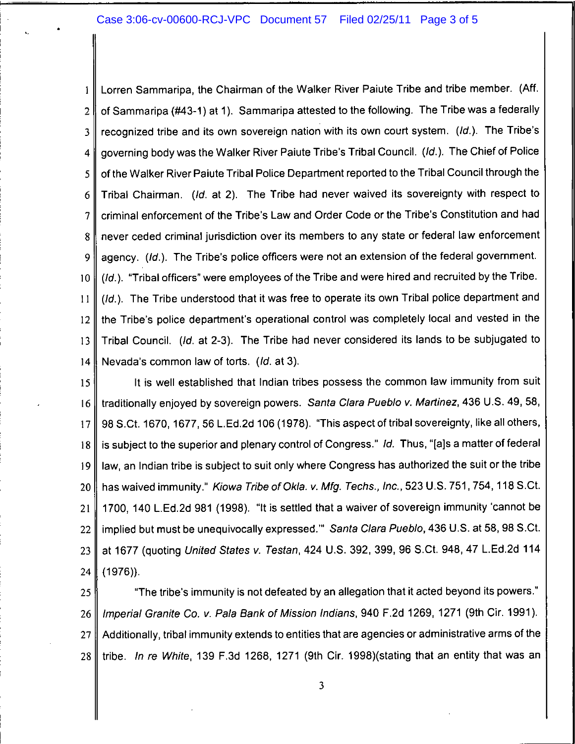Lorren Sammaripa, the Chairman of the Walker River Paiute Tribe and tribe member. (Aff. of Sammaripa (#43-1) at 1). Sammaripa attested to the following. The Tribe was a federally recognized tribe and its own sovereign nation with its own court system. (*Id.*). The Tribe's governing body was the Walker River Paiute Tribe's Tribal Council. (*Id.*). The Chief of Police of the Walker River Paiute Tribal Police Department reported to the Tribal Council through the Tribal Chairman. (*Id.* at 2). The Tribe had never waived its sovereignty with respect to criminal enforcement of the Tribe's Law and Order Code or the Tribe's Constitution and had never ceded criminal jurisdiction over its members to any state or federal law enforcement agency. (*Id.*). The Tribe's police officers were not an extension of the federal government. (*Id.*). "Tribal officers" were employees of the Tribe and were hired and recruited by the Tribe. (*Id.*). The Tribe understood that it was free to operate its own Tribal police department and the Tribe's police department's operational control was completely local and vested in the Tribal Council. (*Id.* at 2-3). The Tribe had never considered its lands to be subjugated to Nevada's common law of torts. (*Id.* at 3).

It is well established that Indian tribes possess the common law immunity from suit traditionally enjoyed by sovereign powers. *Santa Clara Pueblo v. Martinez*, 436 U.S. 49, 58, 98 S.Ct. 1670, 1677, 56 L.Ed.2d 106 (1978). "This aspect of tribal sovereignty, like all others, is subject to the superior and plenary control of Congress." *Id.* Thus, "[a]s a matter of federal law, an Indian tribe is subject to suit only where Congress has authorized the suit or the tribe has waived immunity." *Kiowa Tribe of Okla. v. Mfg. Techs., Inc.*, 523 U.S. 751, 754, 118 S.Ct. 1700, 140 L.Ed.2d 981 (1998). "It is settled that a waiver of sovereign immunity 'cannot be implied but must be unequivocally expressed.'" *Santa Clara Pueblo*, 436 U.S. at 58, 98 S.Ct. at 1677 (quoting *United States v. Testan*, 424 U.S. 392, 399, 96 S.Ct. 948, 47 L.Ed.2d 114 (1976)).

"The tribe's immunity is not defeated by an allegation that it acted beyond its powers." *Imperial Granite Co. v. Pala Bank of Mission Indians*, 940 F.2d 1269, 1271 (9th Cir. 1991). Additionally, tribal immunity extends to entities that are agencies or administrative arms of the tribe. *In re White*, 139 F.3d 1268, 1271 (9th Cir. 1998)(stating that an entity that was an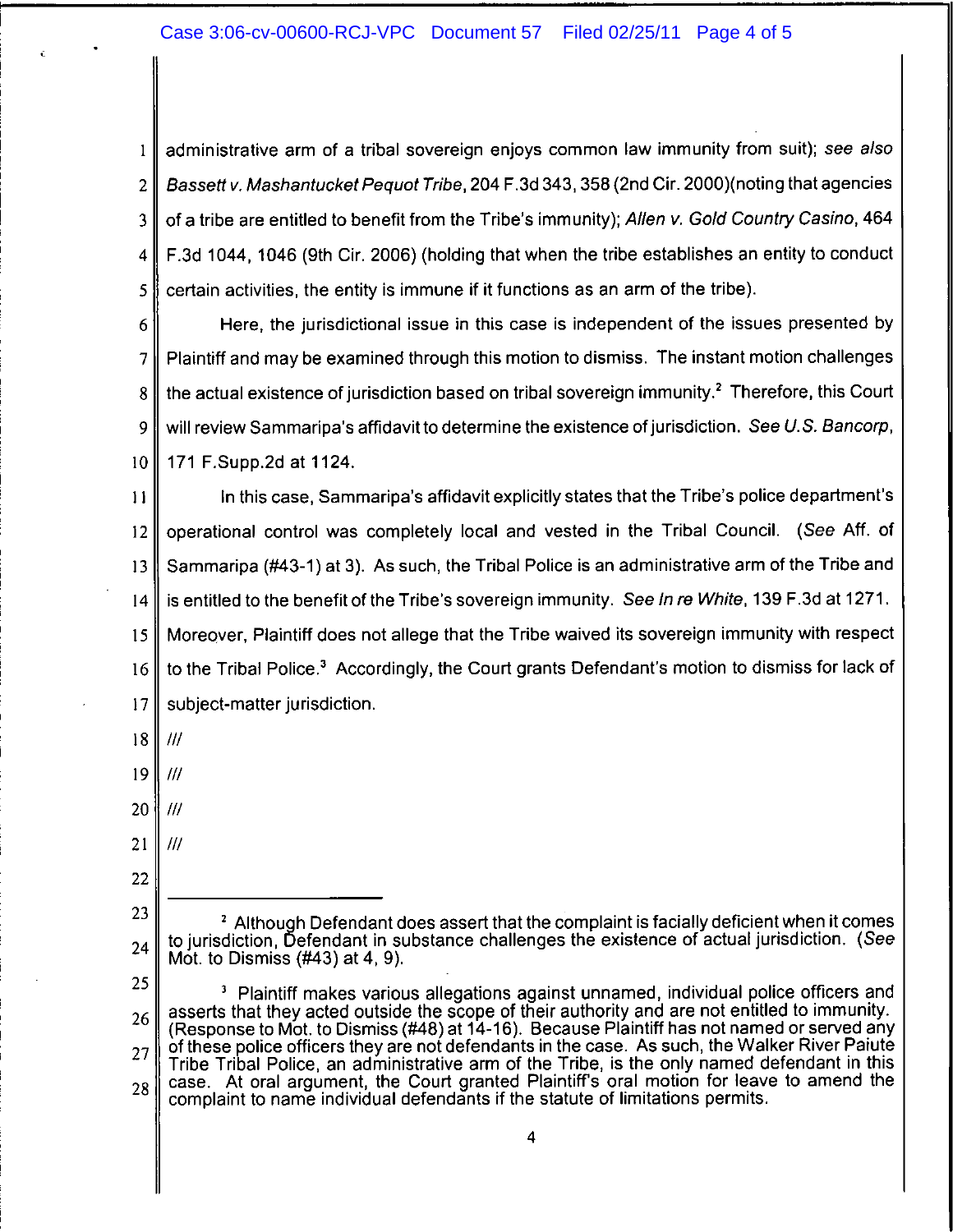administrative arm of a tribal sovereign enjoys common law immunity from suit); *see also* *Bassett v. Mashantucket Pequot Tribe*, 204 F.3d 343, 358 (2nd Cir. 2000)(noting that agencies of a tribe are entitled to benefit from the Tribe's immunity); *Allen v. Gold Country Casino*, 464 F.3d 1044, 1046 (9th Cir. 2006) (holding that when the tribe establishes an entity to conduct certain activities, the entity is immune if it functions as an arm of the tribe).

Here, the jurisdictional issue in this case is independent of the issues presented by Plaintiff and may be examined through this motion to dismiss. The instant motion challenges the actual existence of jurisdiction based on tribal sovereign immunity.[2] Therefore, this Court will review Sammaripa's affidavit to determine the existence of jurisdiction. *See U.S. Bancorp*, 171 F.Supp.2d at 1124.

In this case, Sammaripa's affidavit explicitly states that the Tribe's police department's operational control was completely local and vested in the Tribal Council. (*See* Aff. of Sammaripa (#43-1) at 3). As such, the Tribal Police is an administrative arm of the Tribe and is entitled to the benefit of the Tribe's sovereign immunity. *See In re White*, 139 F.3d at 1271. Moreover, Plaintiff does not allege that the Tribe waived its sovereign immunity with respect to the Tribal Police.[3] Accordingly, the Court grants Defendant's motion to dismiss for lack of subject-matter jurisdiction.

///

///

///

///

---

[2] Although Defendant does assert that the complaint is facially deficient when it comes to jurisdiction, Defendant in substance challenges the existence of actual jurisdiction. (*See* Mot. to Dismiss (#43) at 4, 9).

[3] Plaintiff makes various allegations against unnamed, individual police officers and asserts that they acted outside the scope of their authority and are not entitled to immunity. (Response to Mot. to Dismiss (#48) at 14-16). Because Plaintiff has not named or served any of these police officers they are not defendants in the case. As such, the Walker River Paiute Tribe Tribal Police, an administrative arm of the Tribe, is the only named defendant in this case. At oral argument, the Court granted Plaintiff's oral motion for leave to amend the complaint to name individual defendants if the statute of limitations permits.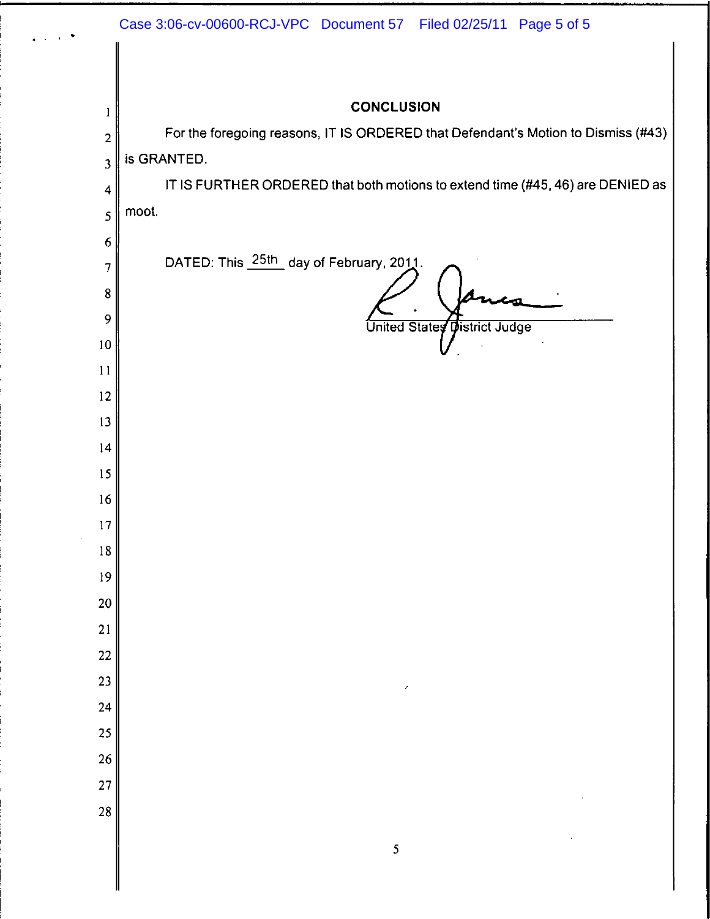## CONCLUSION

For the foregoing reasons, IT IS ORDERED that Defendant's Motion to Dismiss (#43) is GRANTED.

IT IS FURTHER ORDERED that both motions to extend time (#45, 46) are DENIED as moot.

DATED: This 25th day of February, 2011.

United States District Judge